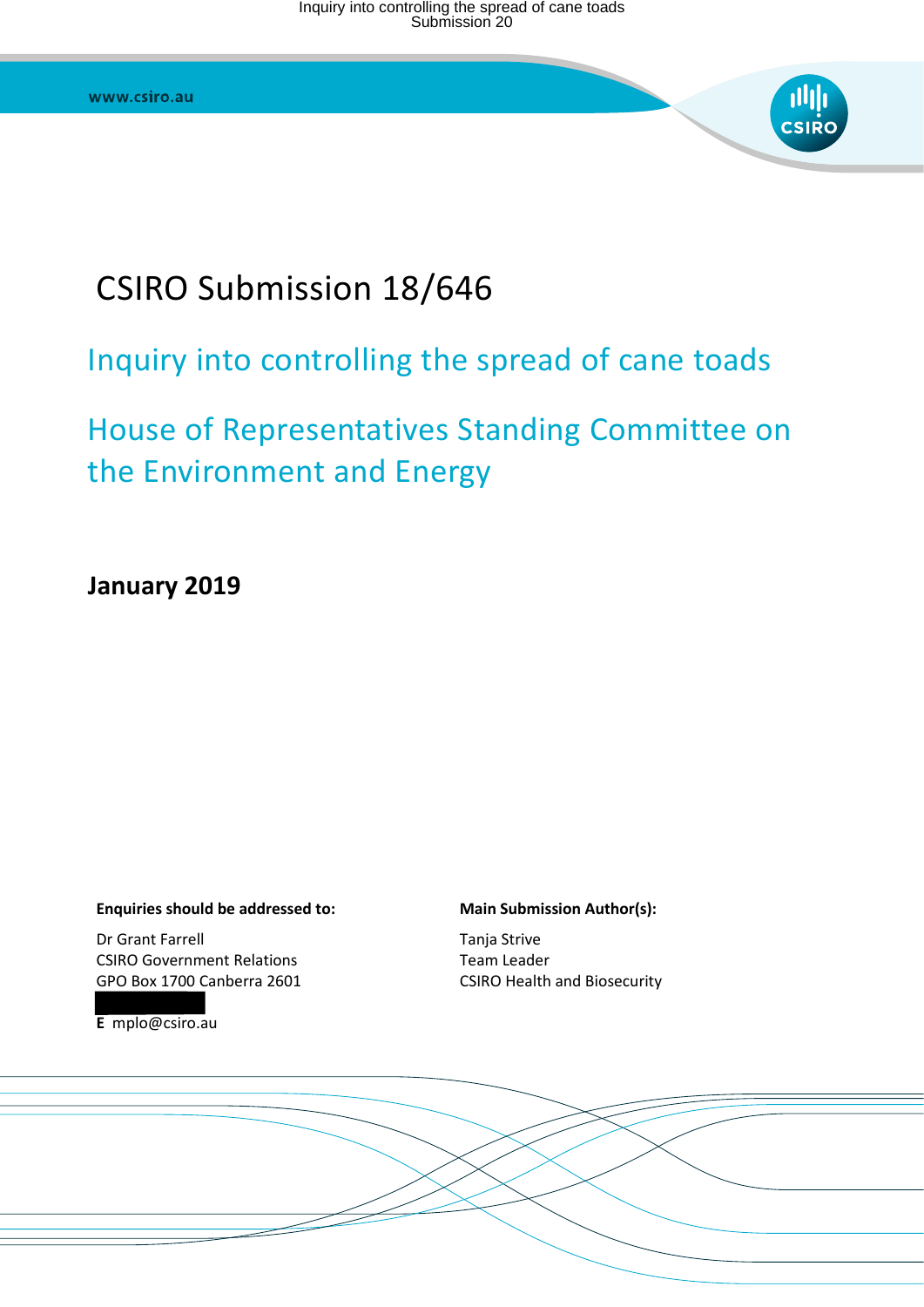www.csiro.au

# CSIRO Submission 18/646

## Inquiry into controlling the spread of cane toads

## House of Representatives Standing Committee on the Environment and Energy

**January 2019**

**Enquiries should be addressed to:**

Dr Grant Farrell
CSIRO Government Relations
GPO Box 1700 Canberra 2601

**E** mplo@csiro.au

**Main Submission Author(s):**

Tanja Strive
Team Leader
CSIRO Health and Biosecurity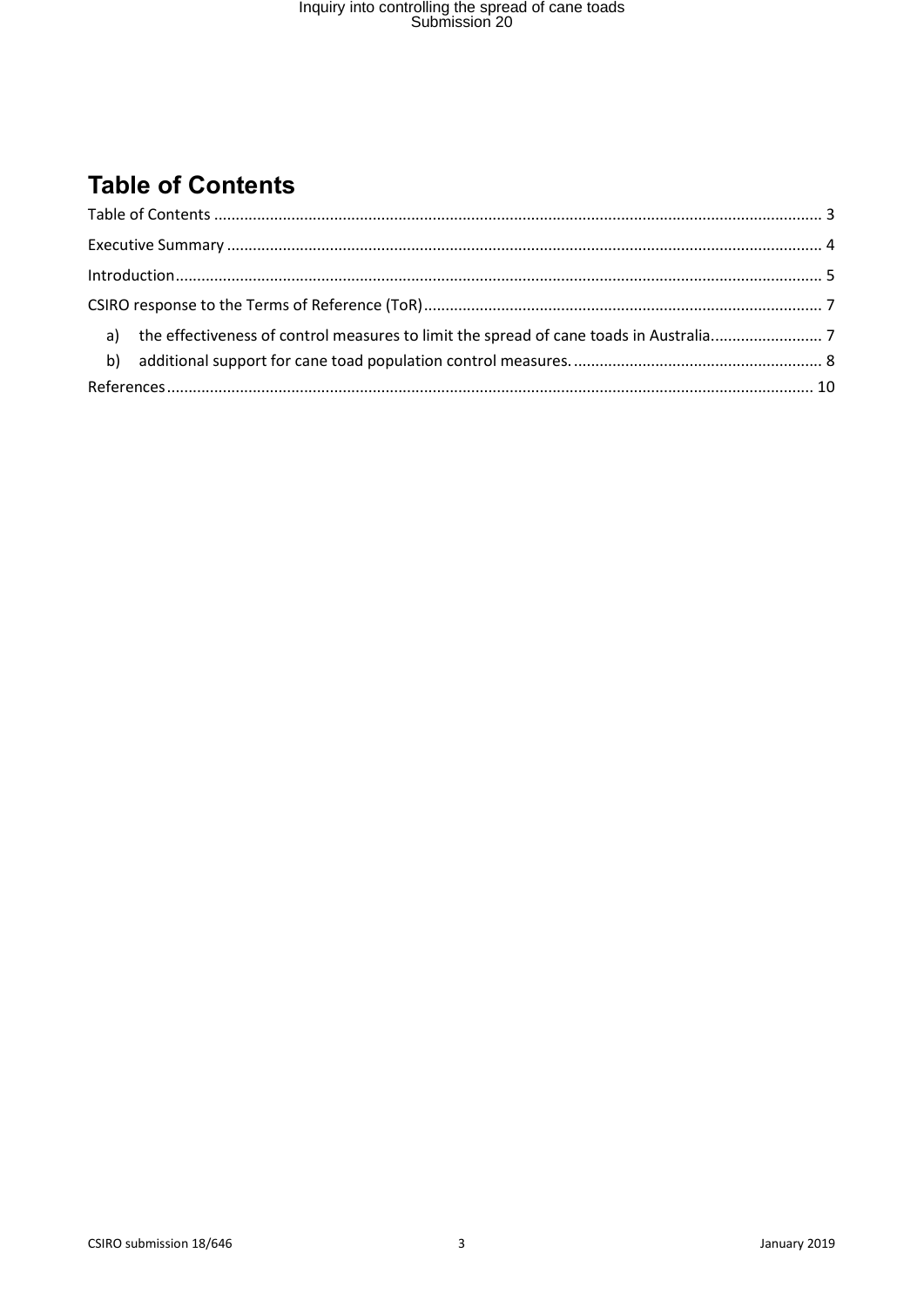# Table of Contents

Table of Contents ........................................................................................................................................... 3

Executive Summary ......................................................................................................................................... 4

Introduction..................................................................................................................................................... 5

CSIRO response to the Terms of Reference (ToR)............................................................................................ 7

a) the effectiveness of control measures to limit the spread of cane toads in Australia.......................... 7

b) additional support for cane toad population control measures. .......................................................... 8

References...................................................................................................................................................... 10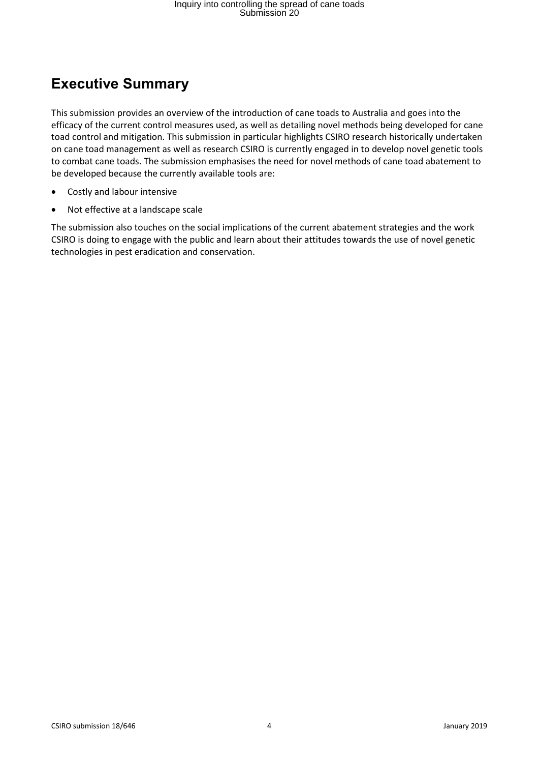## Executive Summary

This submission provides an overview of the introduction of cane toads to Australia and goes into the efficacy of the current control measures used, as well as detailing novel methods being developed for cane toad control and mitigation. This submission in particular highlights CSIRO research historically undertaken on cane toad management as well as research CSIRO is currently engaged in to develop novel genetic tools to combat cane toads. The submission emphasises the need for novel methods of cane toad abatement to be developed because the currently available tools are:

- Costly and labour intensive
- Not effective at a landscape scale

The submission also touches on the social implications of the current abatement strategies and the work CSIRO is doing to engage with the public and learn about their attitudes towards the use of novel genetic technologies in pest eradication and conservation.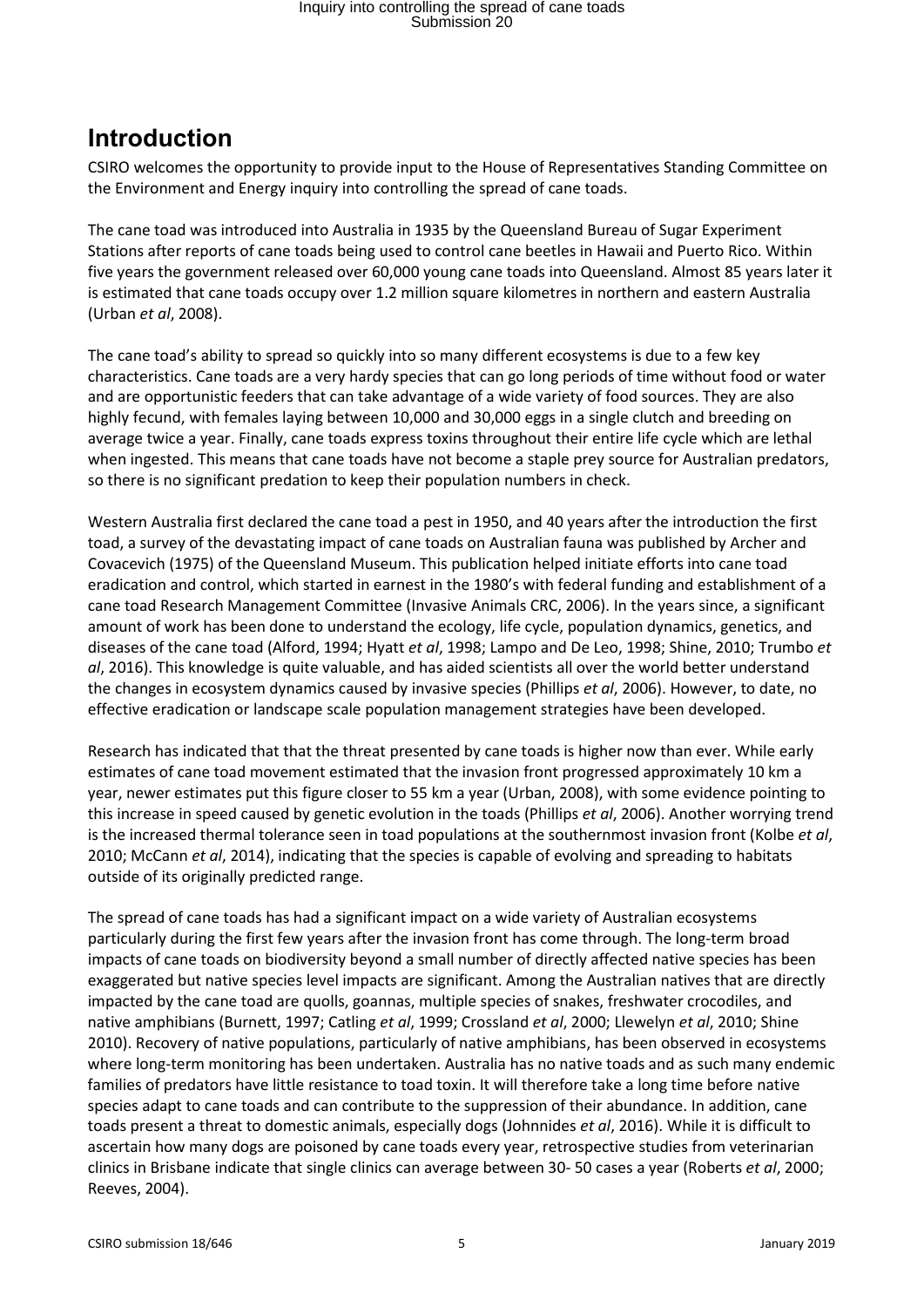# Introduction

CSIRO welcomes the opportunity to provide input to the House of Representatives Standing Committee on the Environment and Energy inquiry into controlling the spread of cane toads.

The cane toad was introduced into Australia in 1935 by the Queensland Bureau of Sugar Experiment Stations after reports of cane toads being used to control cane beetles in Hawaii and Puerto Rico. Within five years the government released over 60,000 young cane toads into Queensland. Almost 85 years later it is estimated that cane toads occupy over 1.2 million square kilometres in northern and eastern Australia (Urban *et al*, 2008).

The cane toad's ability to spread so quickly into so many different ecosystems is due to a few key characteristics. Cane toads are a very hardy species that can go long periods of time without food or water and are opportunistic feeders that can take advantage of a wide variety of food sources. They are also highly fecund, with females laying between 10,000 and 30,000 eggs in a single clutch and breeding on average twice a year. Finally, cane toads express toxins throughout their entire life cycle which are lethal when ingested. This means that cane toads have not become a staple prey source for Australian predators, so there is no significant predation to keep their population numbers in check.

Western Australia first declared the cane toad a pest in 1950, and 40 years after the introduction the first toad, a survey of the devastating impact of cane toads on Australian fauna was published by Archer and Covacevich (1975) of the Queensland Museum. This publication helped initiate efforts into cane toad eradication and control, which started in earnest in the 1980's with federal funding and establishment of a cane toad Research Management Committee (Invasive Animals CRC, 2006). In the years since, a significant amount of work has been done to understand the ecology, life cycle, population dynamics, genetics, and diseases of the cane toad (Alford, 1994; Hyatt *et al*, 1998; Lampo and De Leo, 1998; Shine, 2010; Trumbo *et al*, 2016). This knowledge is quite valuable, and has aided scientists all over the world better understand the changes in ecosystem dynamics caused by invasive species (Phillips *et al*, 2006). However, to date, no effective eradication or landscape scale population management strategies have been developed.

Research has indicated that that the threat presented by cane toads is higher now than ever. While early estimates of cane toad movement estimated that the invasion front progressed approximately 10 km a year, newer estimates put this figure closer to 55 km a year (Urban, 2008), with some evidence pointing to this increase in speed caused by genetic evolution in the toads (Phillips *et al*, 2006). Another worrying trend is the increased thermal tolerance seen in toad populations at the southernmost invasion front (Kolbe *et al*, 2010; McCann *et al*, 2014), indicating that the species is capable of evolving and spreading to habitats outside of its originally predicted range.

The spread of cane toads has had a significant impact on a wide variety of Australian ecosystems particularly during the first few years after the invasion front has come through. The long-term broad impacts of cane toads on biodiversity beyond a small number of directly affected native species has been exaggerated but native species level impacts are significant. Among the Australian natives that are directly impacted by the cane toad are quolls, goannas, multiple species of snakes, freshwater crocodiles, and native amphibians (Burnett, 1997; Catling *et al*, 1999; Crossland *et al*, 2000; Llewelyn *et al*, 2010; Shine 2010). Recovery of native populations, particularly of native amphibians, has been observed in ecosystems where long-term monitoring has been undertaken. Australia has no native toads and as such many endemic families of predators have little resistance to toad toxin. It will therefore take a long time before native species adapt to cane toads and can contribute to the suppression of their abundance. In addition, cane toads present a threat to domestic animals, especially dogs (Johnnides *et al*, 2016). While it is difficult to ascertain how many dogs are poisoned by cane toads every year, retrospective studies from veterinarian clinics in Brisbane indicate that single clinics can average between 30- 50 cases a year (Roberts *et al*, 2000; Reeves, 2004).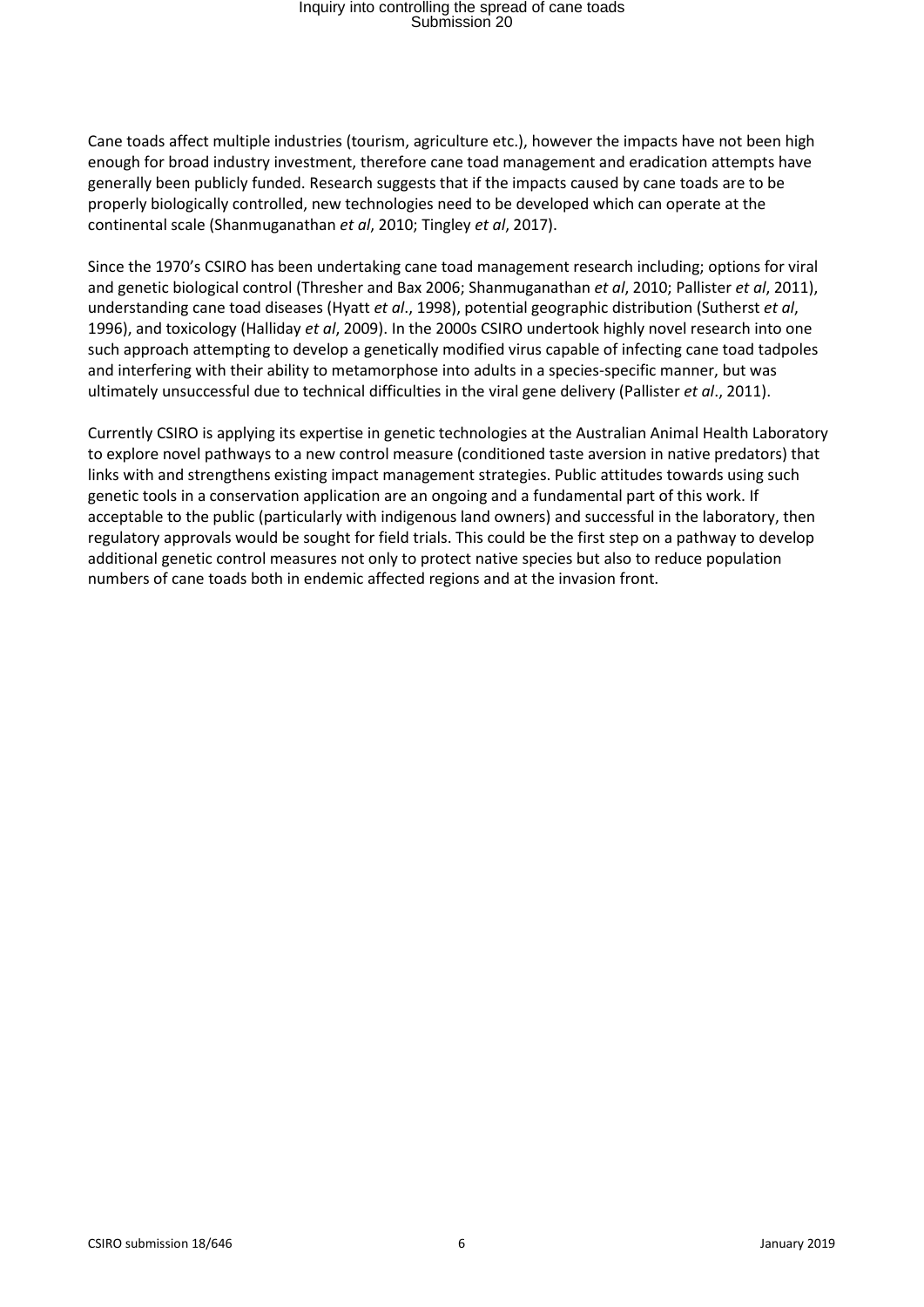Cane toads affect multiple industries (tourism, agriculture etc.), however the impacts have not been high enough for broad industry investment, therefore cane toad management and eradication attempts have generally been publicly funded. Research suggests that if the impacts caused by cane toads are to be properly biologically controlled, new technologies need to be developed which can operate at the continental scale (Shanmuganathan *et al*, 2010; Tingley *et al*, 2017).

Since the 1970's CSIRO has been undertaking cane toad management research including; options for viral and genetic biological control (Thresher and Bax 2006; Shanmuganathan *et al*, 2010; Pallister *et al*, 2011), understanding cane toad diseases (Hyatt *et al*., 1998), potential geographic distribution (Sutherst *et al*, 1996), and toxicology (Halliday *et al*, 2009). In the 2000s CSIRO undertook highly novel research into one such approach attempting to develop a genetically modified virus capable of infecting cane toad tadpoles and interfering with their ability to metamorphose into adults in a species-specific manner, but was ultimately unsuccessful due to technical difficulties in the viral gene delivery (Pallister *et al*., 2011).

Currently CSIRO is applying its expertise in genetic technologies at the Australian Animal Health Laboratory to explore novel pathways to a new control measure (conditioned taste aversion in native predators) that links with and strengthens existing impact management strategies. Public attitudes towards using such genetic tools in a conservation application are an ongoing and a fundamental part of this work. If acceptable to the public (particularly with indigenous land owners) and successful in the laboratory, then regulatory approvals would be sought for field trials. This could be the first step on a pathway to develop additional genetic control measures not only to protect native species but also to reduce population numbers of cane toads both in endemic affected regions and at the invasion front.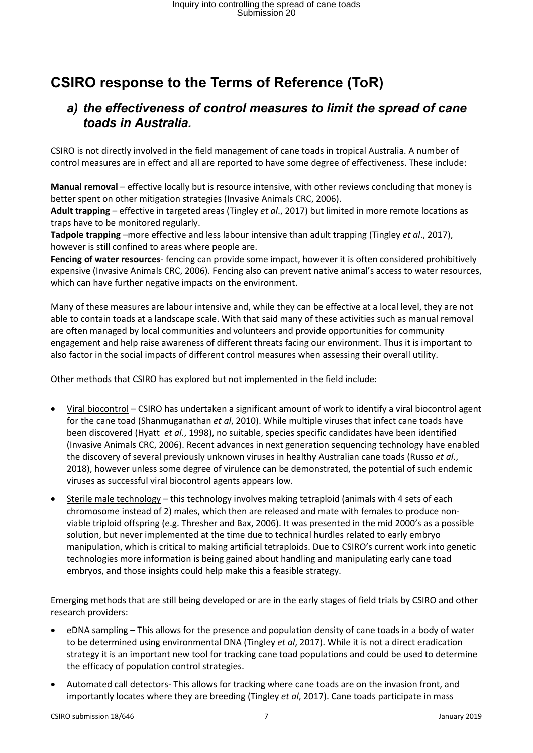# CSIRO response to the Terms of Reference (ToR)

## *a) the effectiveness of control measures to limit the spread of cane toads in Australia.*

CSIRO is not directly involved in the field management of cane toads in tropical Australia. A number of control measures are in effect and all are reported to have some degree of effectiveness. These include:

**Manual removal** – effective locally but is resource intensive, with other reviews concluding that money is better spent on other mitigation strategies (Invasive Animals CRC, 2006).
**Adult trapping** – effective in targeted areas (Tingley *et al*., 2017) but limited in more remote locations as traps have to be monitored regularly.
**Tadpole trapping** –more effective and less labour intensive than adult trapping (Tingley *et al*., 2017), however is still confined to areas where people are.
**Fencing of water resources**- fencing can provide some impact, however it is often considered prohibitively expensive (Invasive Animals CRC, 2006). Fencing also can prevent native animal's access to water resources, which can have further negative impacts on the environment.

Many of these measures are labour intensive and, while they can be effective at a local level, they are not able to contain toads at a landscape scale. With that said many of these activities such as manual removal are often managed by local communities and volunteers and provide opportunities for community engagement and help raise awareness of different threats facing our environment. Thus it is important to also factor in the social impacts of different control measures when assessing their overall utility.

Other methods that CSIRO has explored but not implemented in the field include:

- Viral biocontrol – CSIRO has undertaken a significant amount of work to identify a viral biocontrol agent for the cane toad (Shanmuganathan *et al*, 2010). While multiple viruses that infect cane toads have been discovered (Hyatt *et al*., 1998), no suitable, species specific candidates have been identified (Invasive Animals CRC, 2006). Recent advances in next generation sequencing technology have enabled the discovery of several previously unknown viruses in healthy Australian cane toads (Russo *et al*., 2018), however unless some degree of virulence can be demonstrated, the potential of such endemic viruses as successful viral biocontrol agents appears low.
- Sterile male technology – this technology involves making tetraploid (animals with 4 sets of each chromosome instead of 2) males, which then are released and mate with females to produce non-viable triploid offspring (e.g. Thresher and Bax, 2006). It was presented in the mid 2000's as a possible solution, but never implemented at the time due to technical hurdles related to early embryo manipulation, which is critical to making artificial tetraploids. Due to CSIRO's current work into genetic technologies more information is being gained about handling and manipulating early cane toad embryos, and those insights could help make this a feasible strategy.

Emerging methods that are still being developed or are in the early stages of field trials by CSIRO and other research providers:

- eDNA sampling – This allows for the presence and population density of cane toads in a body of water to be determined using environmental DNA (Tingley *et al*, 2017). While it is not a direct eradication strategy it is an important new tool for tracking cane toad populations and could be used to determine the efficacy of population control strategies.
- Automated call detectors- This allows for tracking where cane toads are on the invasion front, and importantly locates where they are breeding (Tingley *et al*, 2017). Cane toads participate in mass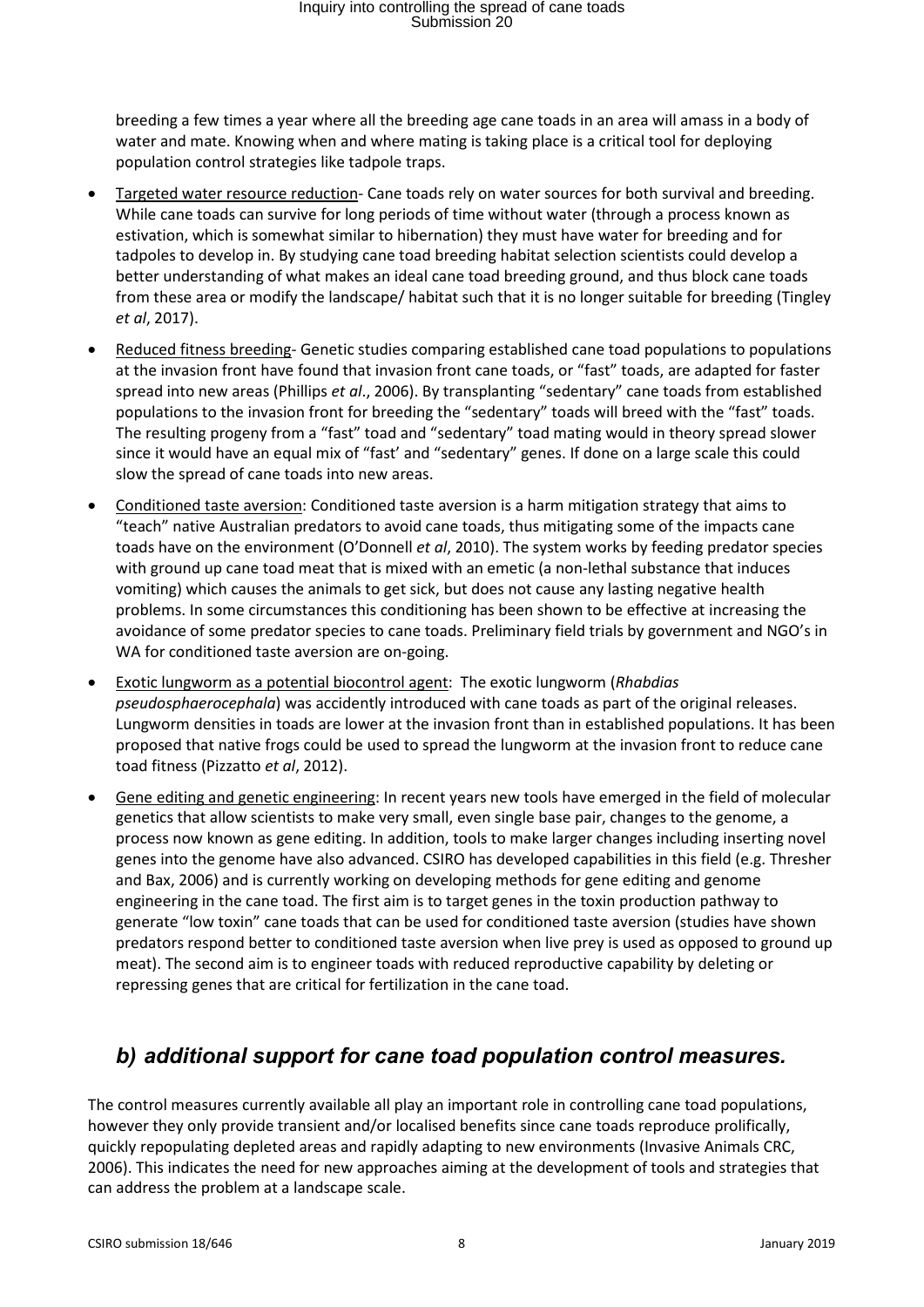breeding a few times a year where all the breeding age cane toads in an area will amass in a body of water and mate. Knowing when and where mating is taking place is a critical tool for deploying population control strategies like tadpole traps.

- Targeted water resource reduction- Cane toads rely on water sources for both survival and breeding. While cane toads can survive for long periods of time without water (through a process known as estivation, which is somewhat similar to hibernation) they must have water for breeding and for tadpoles to develop in. By studying cane toad breeding habitat selection scientists could develop a better understanding of what makes an ideal cane toad breeding ground, and thus block cane toads from these area or modify the landscape/ habitat such that it is no longer suitable for breeding (Tingley *et al*, 2017).
- Reduced fitness breeding- Genetic studies comparing established cane toad populations to populations at the invasion front have found that invasion front cane toads, or "fast" toads, are adapted for faster spread into new areas (Phillips *et al*., 2006). By transplanting "sedentary" cane toads from established populations to the invasion front for breeding the "sedentary" toads will breed with the "fast" toads. The resulting progeny from a "fast" toad and "sedentary" toad mating would in theory spread slower since it would have an equal mix of "fast' and "sedentary" genes. If done on a large scale this could slow the spread of cane toads into new areas.
- Conditioned taste aversion: Conditioned taste aversion is a harm mitigation strategy that aims to "teach" native Australian predators to avoid cane toads, thus mitigating some of the impacts cane toads have on the environment (O'Donnell *et al*, 2010). The system works by feeding predator species with ground up cane toad meat that is mixed with an emetic (a non-lethal substance that induces vomiting) which causes the animals to get sick, but does not cause any lasting negative health problems. In some circumstances this conditioning has been shown to be effective at increasing the avoidance of some predator species to cane toads. Preliminary field trials by government and NGO's in WA for conditioned taste aversion are on-going.
- Exotic lungworm as a potential biocontrol agent: The exotic lungworm (*Rhabdias pseudosphaerocephala*) was accidently introduced with cane toads as part of the original releases. Lungworm densities in toads are lower at the invasion front than in established populations. It has been proposed that native frogs could be used to spread the lungworm at the invasion front to reduce cane toad fitness (Pizzatto *et al*, 2012).
- Gene editing and genetic engineering: In recent years new tools have emerged in the field of molecular genetics that allow scientists to make very small, even single base pair, changes to the genome, a process now known as gene editing. In addition, tools to make larger changes including inserting novel genes into the genome have also advanced. CSIRO has developed capabilities in this field (e.g. Thresher and Bax, 2006) and is currently working on developing methods for gene editing and genome engineering in the cane toad. The first aim is to target genes in the toxin production pathway to generate "low toxin" cane toads that can be used for conditioned taste aversion (studies have shown predators respond better to conditioned taste aversion when live prey is used as opposed to ground up meat). The second aim is to engineer toads with reduced reproductive capability by deleting or repressing genes that are critical for fertilization in the cane toad.

## *b) additional support for cane toad population control measures.*

The control measures currently available all play an important role in controlling cane toad populations, however they only provide transient and/or localised benefits since cane toads reproduce prolifically, quickly repopulating depleted areas and rapidly adapting to new environments (Invasive Animals CRC, 2006). This indicates the need for new approaches aiming at the development of tools and strategies that can address the problem at a landscape scale.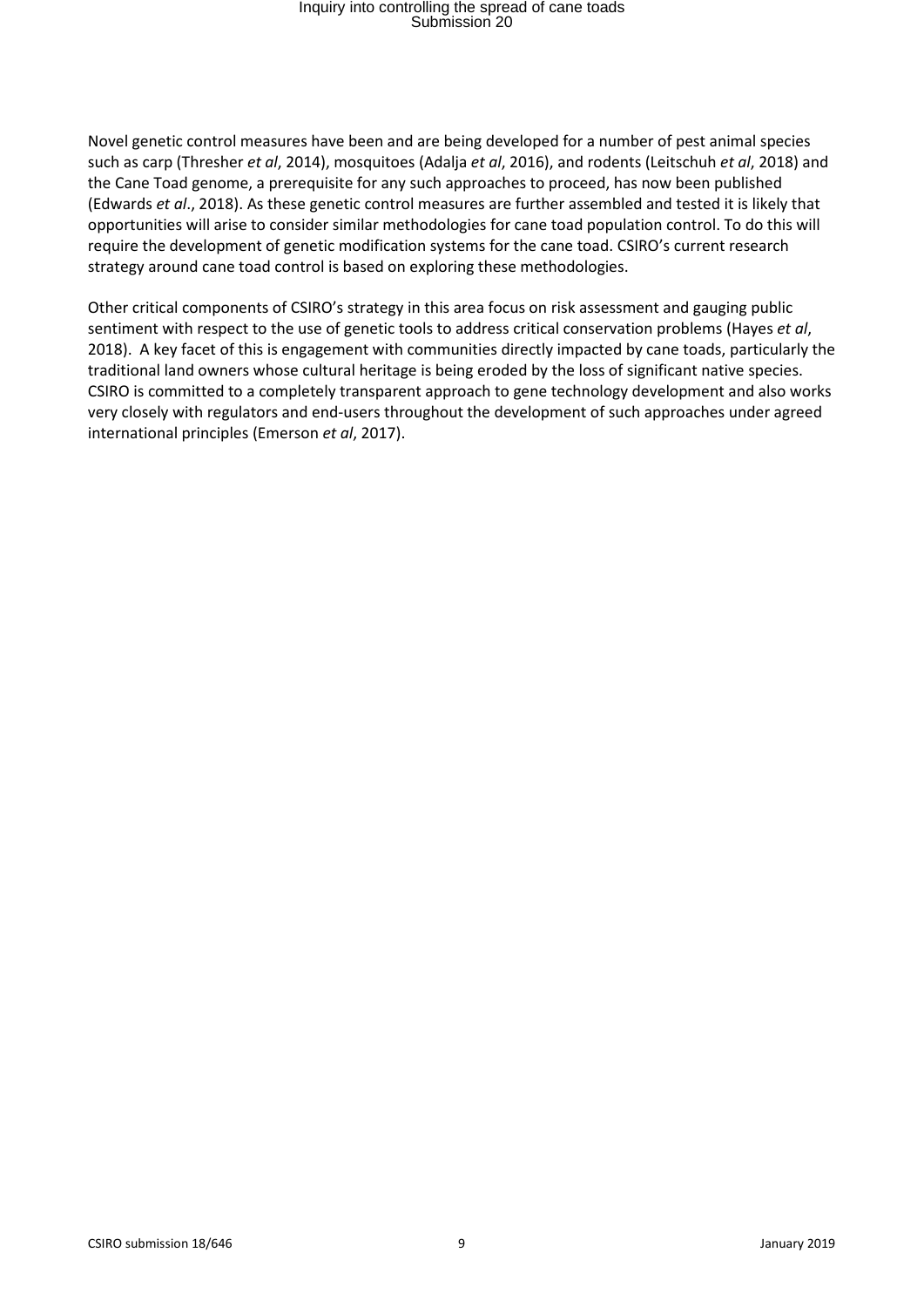Novel genetic control measures have been and are being developed for a number of pest animal species such as carp (Thresher *et al*, 2014), mosquitoes (Adalja *et al*, 2016), and rodents (Leitschuh *et al*, 2018) and the Cane Toad genome, a prerequisite for any such approaches to proceed, has now been published (Edwards *et al*., 2018). As these genetic control measures are further assembled and tested it is likely that opportunities will arise to consider similar methodologies for cane toad population control. To do this will require the development of genetic modification systems for the cane toad. CSIRO's current research strategy around cane toad control is based on exploring these methodologies.

Other critical components of CSIRO's strategy in this area focus on risk assessment and gauging public sentiment with respect to the use of genetic tools to address critical conservation problems (Hayes *et al*, 2018). A key facet of this is engagement with communities directly impacted by cane toads, particularly the traditional land owners whose cultural heritage is being eroded by the loss of significant native species. CSIRO is committed to a completely transparent approach to gene technology development and also works very closely with regulators and end-users throughout the development of such approaches under agreed international principles (Emerson *et al*, 2017).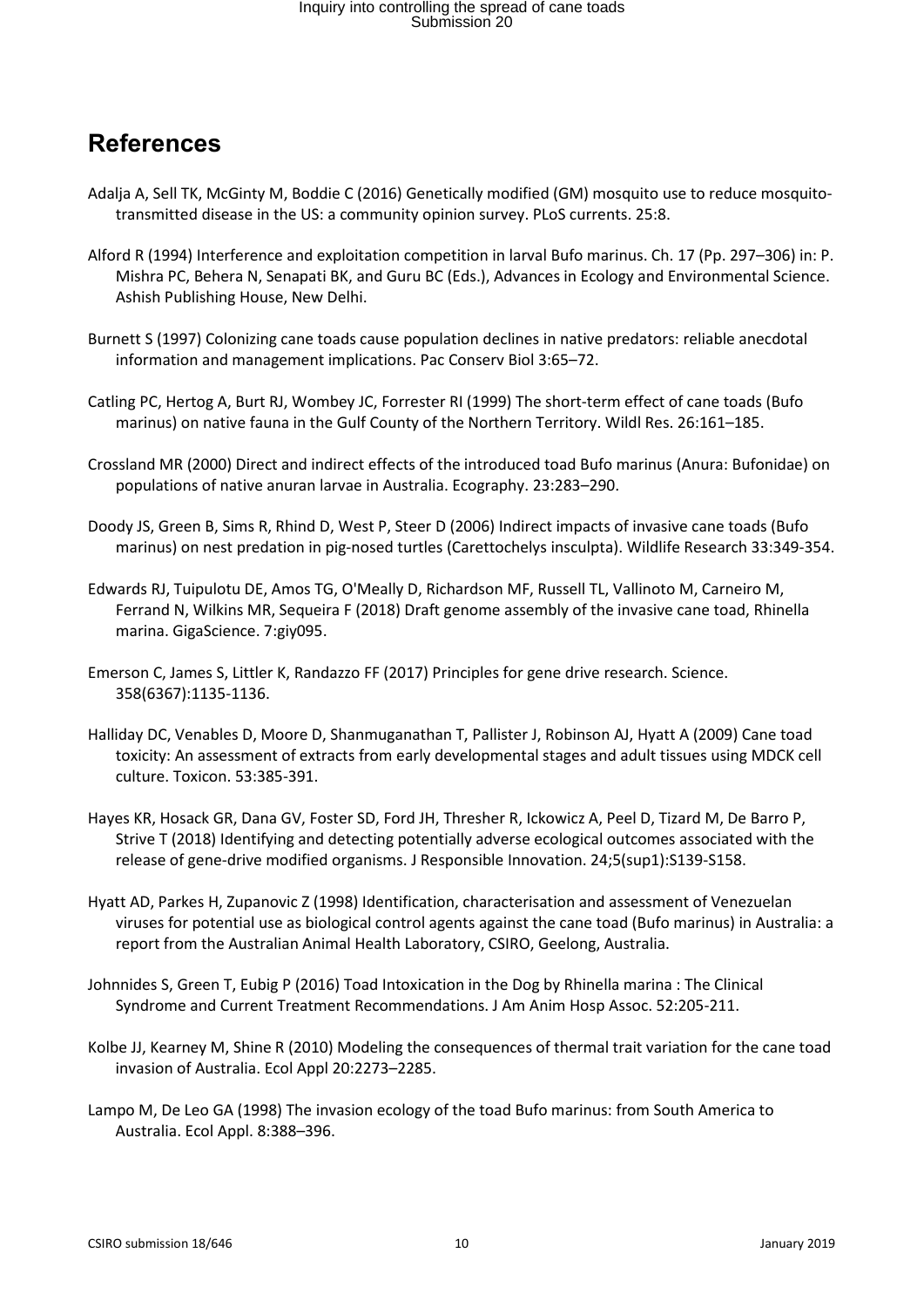# References

Adalja A, Sell TK, McGinty M, Boddie C (2016) Genetically modified (GM) mosquito use to reduce mosquito-transmitted disease in the US: a community opinion survey. PLoS currents. 25:8.

Alford R (1994) Interference and exploitation competition in larval Bufo marinus. Ch. 17 (Pp. 297–306) in: P. Mishra PC, Behera N, Senapati BK, and Guru BC (Eds.), Advances in Ecology and Environmental Science. Ashish Publishing House, New Delhi.

Burnett S (1997) Colonizing cane toads cause population declines in native predators: reliable anecdotal information and management implications. Pac Conserv Biol 3:65–72.

Catling PC, Hertog A, Burt RJ, Wombey JC, Forrester RI (1999) The short-term effect of cane toads (Bufo marinus) on native fauna in the Gulf County of the Northern Territory. Wildl Res. 26:161–185.

Crossland MR (2000) Direct and indirect effects of the introduced toad Bufo marinus (Anura: Bufonidae) on populations of native anuran larvae in Australia. Ecography. 23:283–290.

Doody JS, Green B, Sims R, Rhind D, West P, Steer D (2006) Indirect impacts of invasive cane toads (Bufo marinus) on nest predation in pig-nosed turtles (Carettochelys insculpta). Wildlife Research 33:349-354.

Edwards RJ, Tuipulotu DE, Amos TG, O'Meally D, Richardson MF, Russell TL, Vallinoto M, Carneiro M, Ferrand N, Wilkins MR, Sequeira F (2018) Draft genome assembly of the invasive cane toad, Rhinella marina. GigaScience. 7:giy095.

Emerson C, James S, Littler K, Randazzo FF (2017) Principles for gene drive research. Science. 358(6367):1135-1136.

Halliday DC, Venables D, Moore D, Shanmuganathan T, Pallister J, Robinson AJ, Hyatt A (2009) Cane toad toxicity: An assessment of extracts from early developmental stages and adult tissues using MDCK cell culture. Toxicon. 53:385-391.

Hayes KR, Hosack GR, Dana GV, Foster SD, Ford JH, Thresher R, Ickowicz A, Peel D, Tizard M, De Barro P, Strive T (2018) Identifying and detecting potentially adverse ecological outcomes associated with the release of gene-drive modified organisms. J Responsible Innovation. 24;5(sup1):S139-S158.

Hyatt AD, Parkes H, Zupanovic Z (1998) Identification, characterisation and assessment of Venezuelan viruses for potential use as biological control agents against the cane toad (Bufo marinus) in Australia: a report from the Australian Animal Health Laboratory, CSIRO, Geelong, Australia.

Johnnides S, Green T, Eubig P (2016) Toad Intoxication in the Dog by Rhinella marina : The Clinical Syndrome and Current Treatment Recommendations. J Am Anim Hosp Assoc. 52:205-211.

Kolbe JJ, Kearney M, Shine R (2010) Modeling the consequences of thermal trait variation for the cane toad invasion of Australia. Ecol Appl 20:2273–2285.

Lampo M, De Leo GA (1998) The invasion ecology of the toad Bufo marinus: from South America to Australia. Ecol Appl. 8:388–396.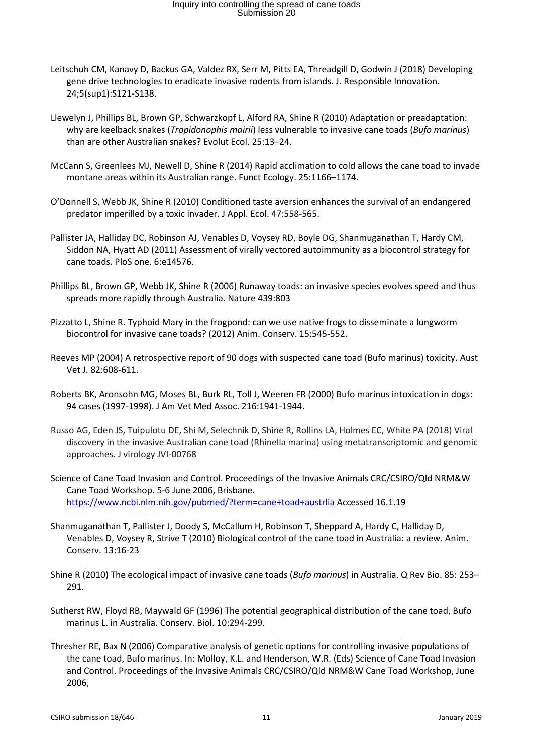Leitschuh CM, Kanavy D, Backus GA, Valdez RX, Serr M, Pitts EA, Threadgill D, Godwin J (2018) Developing gene drive technologies to eradicate invasive rodents from islands. J. Responsible Innovation. 24;5(sup1):S121-S138.

Llewelyn J, Phillips BL, Brown GP, Schwarzkopf L, Alford RA, Shine R (2010) Adaptation or preadaptation: why are keelback snakes (*Tropidonophis mairii*) less vulnerable to invasive cane toads (*Bufo marinus*) than are other Australian snakes? Evolut Ecol. 25:13–24.

McCann S, Greenlees MJ, Newell D, Shine R (2014) Rapid acclimation to cold allows the cane toad to invade montane areas within its Australian range. Funct Ecology. 25:1166–1174.

O'Donnell S, Webb JK, Shine R (2010) Conditioned taste aversion enhances the survival of an endangered predator imperilled by a toxic invader. J Appl. Ecol. 47:558-565.

Pallister JA, Halliday DC, Robinson AJ, Venables D, Voysey RD, Boyle DG, Shanmuganathan T, Hardy CM, Siddon NA, Hyatt AD (2011) Assessment of virally vectored autoimmunity as a biocontrol strategy for cane toads. PloS one. 6:e14576.

Phillips BL, Brown GP, Webb JK, Shine R (2006) Runaway toads: an invasive species evolves speed and thus spreads more rapidly through Australia. Nature 439:803

Pizzatto L, Shine R. Typhoid Mary in the frogpond: can we use native frogs to disseminate a lungworm biocontrol for invasive cane toads? (2012) Anim. Conserv. 15:545-552.

Reeves MP (2004) A retrospective report of 90 dogs with suspected cane toad (Bufo marinus) toxicity. Aust Vet J. 82:608-611.

Roberts BK, Aronsohn MG, Moses BL, Burk RL, Toll J, Weeren FR (2000) Bufo marinus intoxication in dogs: 94 cases (1997-1998). J Am Vet Med Assoc. 216:1941-1944.

Russo AG, Eden JS, Tuipulotu DE, Shi M, Selechnik D, Shine R, Rollins LA, Holmes EC, White PA (2018) Viral discovery in the invasive Australian cane toad (Rhinella marina) using metatranscriptomic and genomic approaches. J virology JVI-00768

Science of Cane Toad Invasion and Control. Proceedings of the Invasive Animals CRC/CSIRO/Qld NRM&W Cane Toad Workshop. 5-6 June 2006, Brisbane. https://www.ncbi.nlm.nih.gov/pubmed/?term=cane+toad+austrlia Accessed 16.1.19

Shanmuganathan T, Pallister J, Doody S, McCallum H, Robinson T, Sheppard A, Hardy C, Halliday D, Venables D, Voysey R, Strive T (2010) Biological control of the cane toad in Australia: a review. Anim. Conserv. 13:16-23

Shine R (2010) The ecological impact of invasive cane toads (*Bufo marinus*) in Australia. Q Rev Bio. 85: 253–291.

Sutherst RW, Floyd RB, Maywald GF (1996) The potential geographical distribution of the cane toad, Bufo marinus L. in Australia. Conserv. Biol. 10:294-299.

Thresher RE, Bax N (2006) Comparative analysis of genetic options for controlling invasive populations of the cane toad, Bufo marinus. In: Molloy, K.L. and Henderson, W.R. (Eds) Science of Cane Toad Invasion and Control. Proceedings of the Invasive Animals CRC/CSIRO/Qld NRM&W Cane Toad Workshop, June 2006,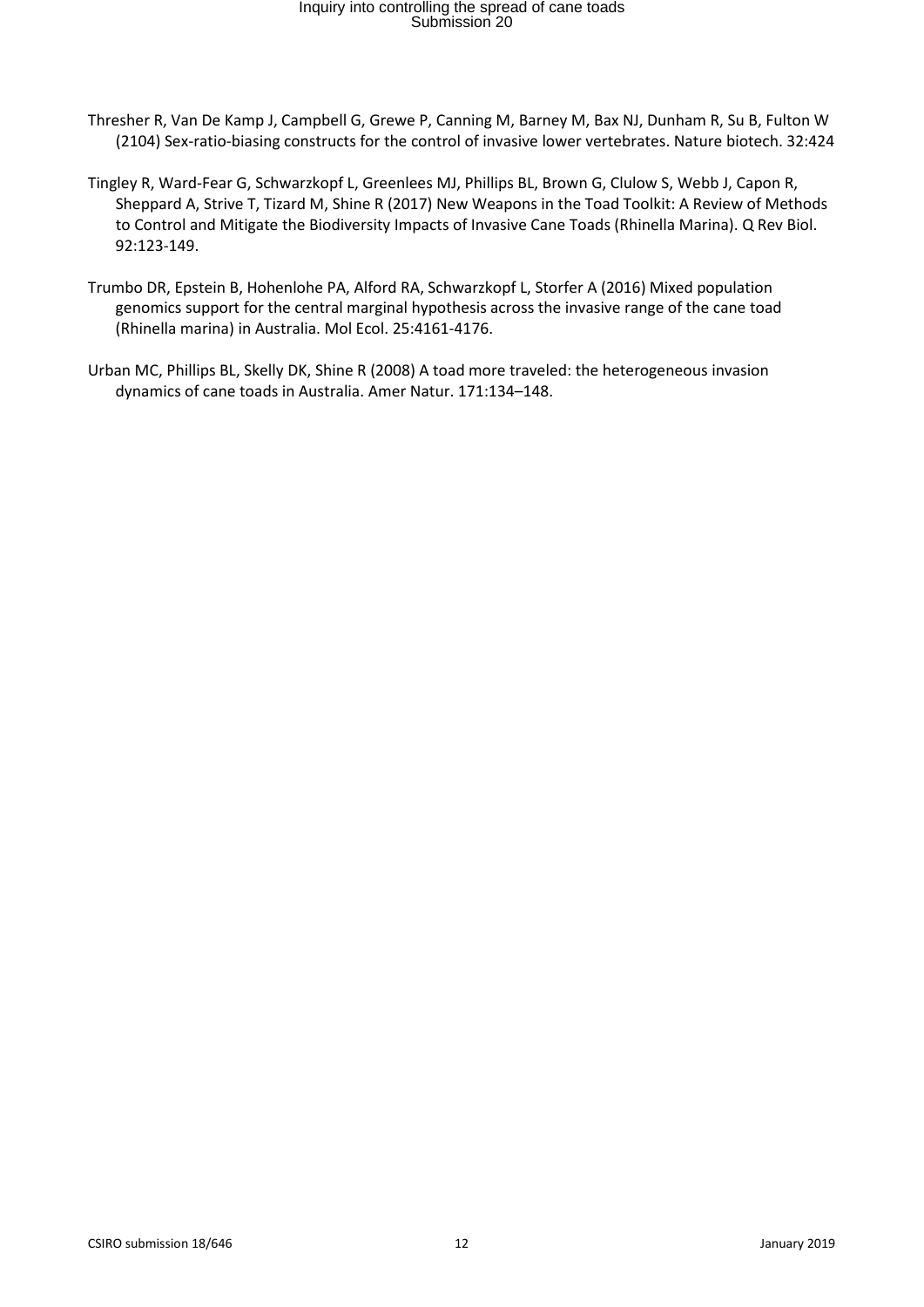Thresher R, Van De Kamp J, Campbell G, Grewe P, Canning M, Barney M, Bax NJ, Dunham R, Su B, Fulton W (2104) Sex-ratio-biasing constructs for the control of invasive lower vertebrates. Nature biotech. 32:424

Tingley R, Ward-Fear G, Schwarzkopf L, Greenlees MJ, Phillips BL, Brown G, Clulow S, Webb J, Capon R, Sheppard A, Strive T, Tizard M, Shine R (2017) New Weapons in the Toad Toolkit: A Review of Methods to Control and Mitigate the Biodiversity Impacts of Invasive Cane Toads (Rhinella Marina). Q Rev Biol. 92:123-149.

Trumbo DR, Epstein B, Hohenlohe PA, Alford RA, Schwarzkopf L, Storfer A (2016) Mixed population genomics support for the central marginal hypothesis across the invasive range of the cane toad (Rhinella marina) in Australia. Mol Ecol. 25:4161-4176.

Urban MC, Phillips BL, Skelly DK, Shine R (2008) A toad more traveled: the heterogeneous invasion dynamics of cane toads in Australia. Amer Natur. 171:134–148.